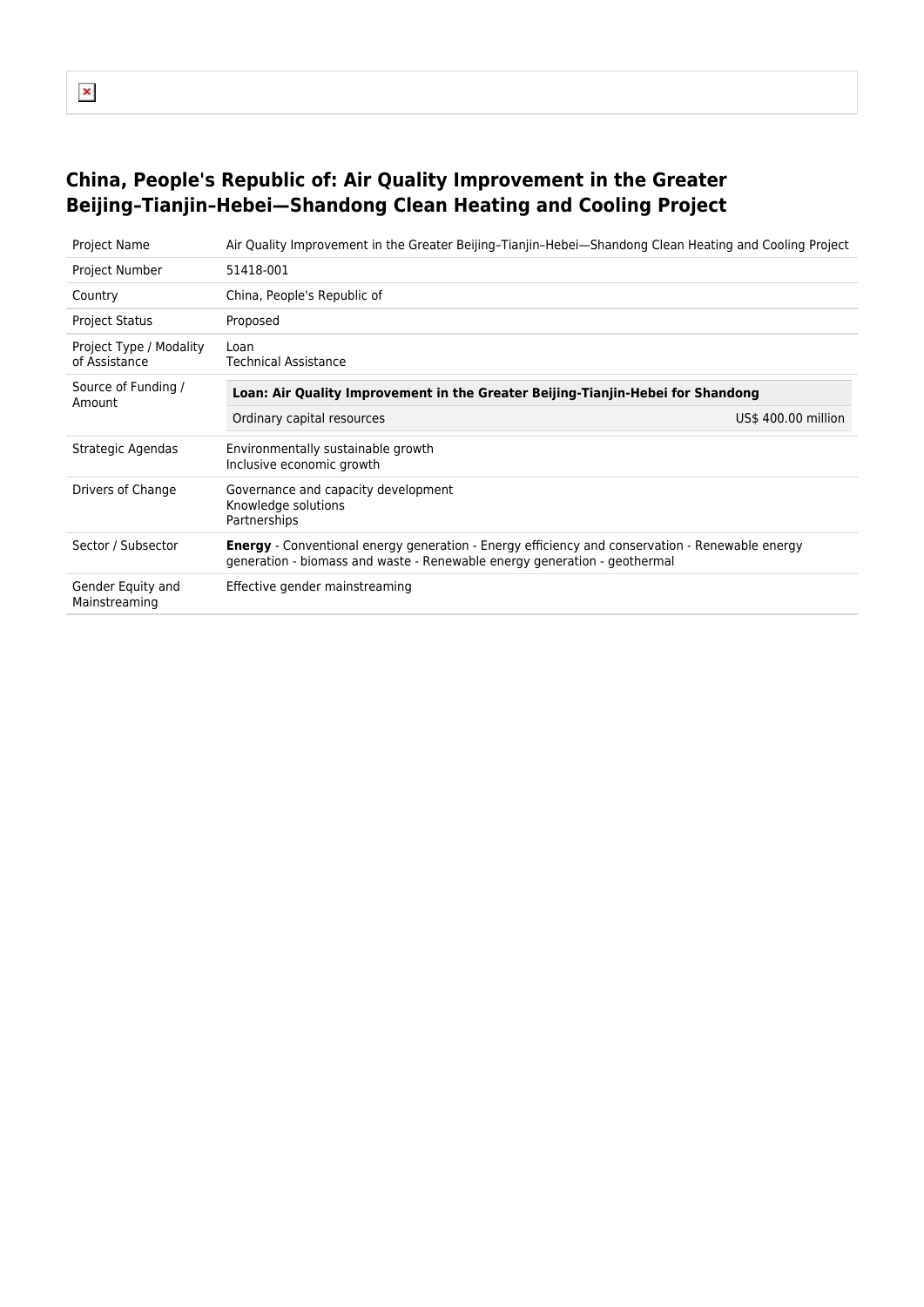# China, People's Republic of: Air Quality Improvement in the Greater Beijing–Tianjin–Hebei—Shandong Clean Heating and Cooling Project

| | |
|---|---|
| Project Name | Air Quality Improvement in the Greater Beijing–Tianjin–Hebei—Shandong Clean Heating and Cooling Project |
| Project Number | 51418-001 |
| Country | China, People's Republic of |
| Project Status | Proposed |
| Project Type / Modality of Assistance | Loan<br>Technical Assistance |
| Source of Funding / Amount | **Loan: Air Quality Improvement in the Greater Beijing-Tianjin-Hebei for Shandong**<br>Ordinary capital resources — US$ 400.00 million |
| Strategic Agendas | Environmentally sustainable growth<br>Inclusive economic growth |
| Drivers of Change | Governance and capacity development<br>Knowledge solutions<br>Partnerships |
| Sector / Subsector | **Energy** - Conventional energy generation - Energy efficiency and conservation - Renewable energy generation - biomass and waste - Renewable energy generation - geothermal |
| Gender Equity and Mainstreaming | Effective gender mainstreaming |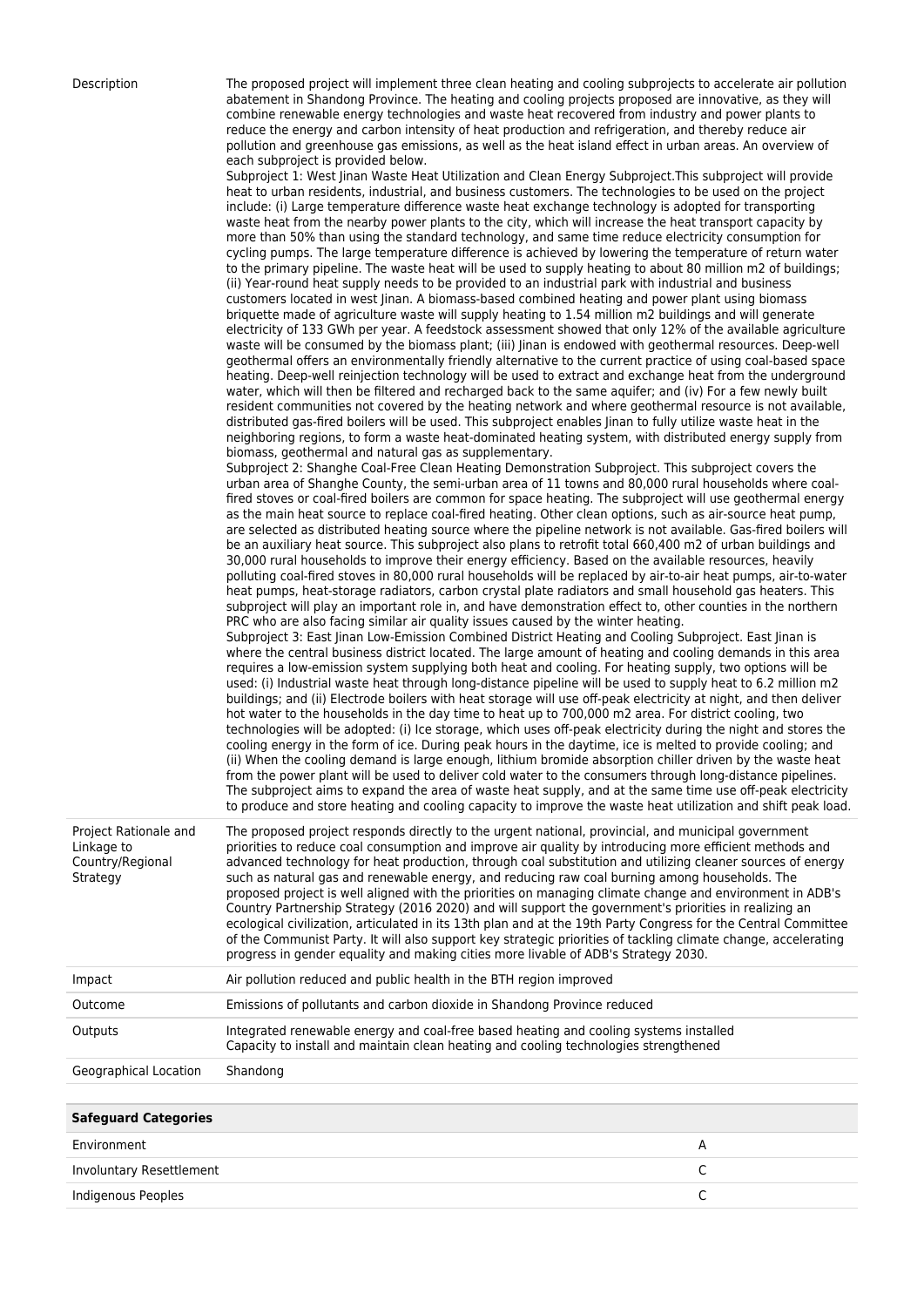| | |
|---|---|
| Description | The proposed project will implement three clean heating and cooling subprojects to accelerate air pollution abatement in Shandong Province. The heating and cooling projects proposed are innovative, as they will combine renewable energy technologies and waste heat recovered from industry and power plants to reduce the energy and carbon intensity of heat production and refrigeration, and thereby reduce air pollution and greenhouse gas emissions, as well as the heat island effect in urban areas. An overview of each subproject is provided below.<br>Subproject 1: West Jinan Waste Heat Utilization and Clean Energy Subproject.This subproject will provide heat to urban residents, industrial, and business customers. The technologies to be used on the project include: (i) Large temperature difference waste heat exchange technology is adopted for transporting waste heat from the nearby power plants to the city, which will increase the heat transport capacity by more than 50% than using the standard technology, and same time reduce electricity consumption for cycling pumps. The large temperature difference is achieved by lowering the temperature of return water to the primary pipeline. The waste heat will be used to supply heating to about 80 million m2 of buildings; (ii) Year-round heat supply needs to be provided to an industrial park with industrial and business customers located in west Jinan. A biomass-based combined heating and power plant using biomass briquette made of agriculture waste will supply heating to 1.54 million m2 buildings and will generate electricity of 133 GWh per year. A feedstock assessment showed that only 12% of the available agriculture waste will be consumed by the biomass plant; (iii) Jinan is endowed with geothermal resources. Deep-well geothermal offers an environmentally friendly alternative to the current practice of using coal-based space heating. Deep-well reinjection technology will be used to extract and exchange heat from the underground water, which will then be filtered and recharged back to the same aquifer; and (iv) For a few newly built resident communities not covered by the heating network and where geothermal resource is not available, distributed gas-fired boilers will be used. This subproject enables Jinan to fully utilize waste heat in the neighboring regions, to form a waste heat-dominated heating system, with distributed energy supply from biomass, geothermal and natural gas as supplementary.<br>Subproject 2: Shanghe Coal-Free Clean Heating Demonstration Subproject. This subproject covers the urban area of Shanghe County, the semi-urban area of 11 towns and 80,000 rural households where coal-fired stoves or coal-fired boilers are common for space heating. The subproject will use geothermal energy as the main heat source to replace coal-fired heating. Other clean options, such as air-source heat pump, are selected as distributed heating source where the pipeline network is not available. Gas-fired boilers will be an auxiliary heat source. This subproject also plans to retrofit total 660,400 m2 of urban buildings and 30,000 rural households to improve their energy efficiency. Based on the available resources, heavily polluting coal-fired stoves in 80,000 rural households will be replaced by air-to-air heat pumps, air-to-water heat pumps, heat-storage radiators, carbon crystal plate radiators and small household gas heaters. This subproject will play an important role in, and have demonstration effect to, other counties in the northern PRC who are also facing similar air quality issues caused by the winter heating.<br>Subproject 3: East Jinan Low-Emission Combined District Heating and Cooling Subproject. East Jinan is where the central business district located. The large amount of heating and cooling demands in this area requires a low-emission system supplying both heat and cooling. For heating supply, two options will be used: (i) Industrial waste heat through long-distance pipeline will be used to supply heat to 6.2 million m2 buildings; and (ii) Electrode boilers with heat storage will use off-peak electricity at night, and then deliver hot water to the households in the day time to heat up to 700,000 m2 area. For district cooling, two technologies will be adopted: (i) Ice storage, which uses off-peak electricity during the night and stores the cooling energy in the form of ice. During peak hours in the daytime, ice is melted to provide cooling; and (ii) When the cooling demand is large enough, lithium bromide absorption chiller driven by the waste heat from the power plant will be used to deliver cold water to the consumers through long-distance pipelines. The subproject aims to expand the area of waste heat supply, and at the same time use off-peak electricity to produce and store heating and cooling capacity to improve the waste heat utilization and shift peak load. |
| Project Rationale and Linkage to Country/Regional Strategy | The proposed project responds directly to the urgent national, provincial, and municipal government priorities to reduce coal consumption and improve air quality by introducing more efficient methods and advanced technology for heat production, through coal substitution and utilizing cleaner sources of energy such as natural gas and renewable energy, and reducing raw coal burning among households. The proposed project is well aligned with the priorities on managing climate change and environment in ADB's Country Partnership Strategy (2016 2020) and will support the government's priorities in realizing an ecological civilization, articulated in its 13th plan and at the 19th Party Congress for the Central Committee of the Communist Party. It will also support key strategic priorities of tackling climate change, accelerating progress in gender equality and making cities more livable of ADB's Strategy 2030. |
| Impact | Air pollution reduced and public health in the BTH region improved |
| Outcome | Emissions of pollutants and carbon dioxide in Shandong Province reduced |
| Outputs | Integrated renewable energy and coal-free based heating and cooling systems installed<br>Capacity to install and maintain clean heating and cooling technologies strengthened |
| Geographical Location | Shandong |

| **Safeguard Categories** | |
|---|---|
| Environment | A |
| Involuntary Resettlement | C |
| Indigenous Peoples | C |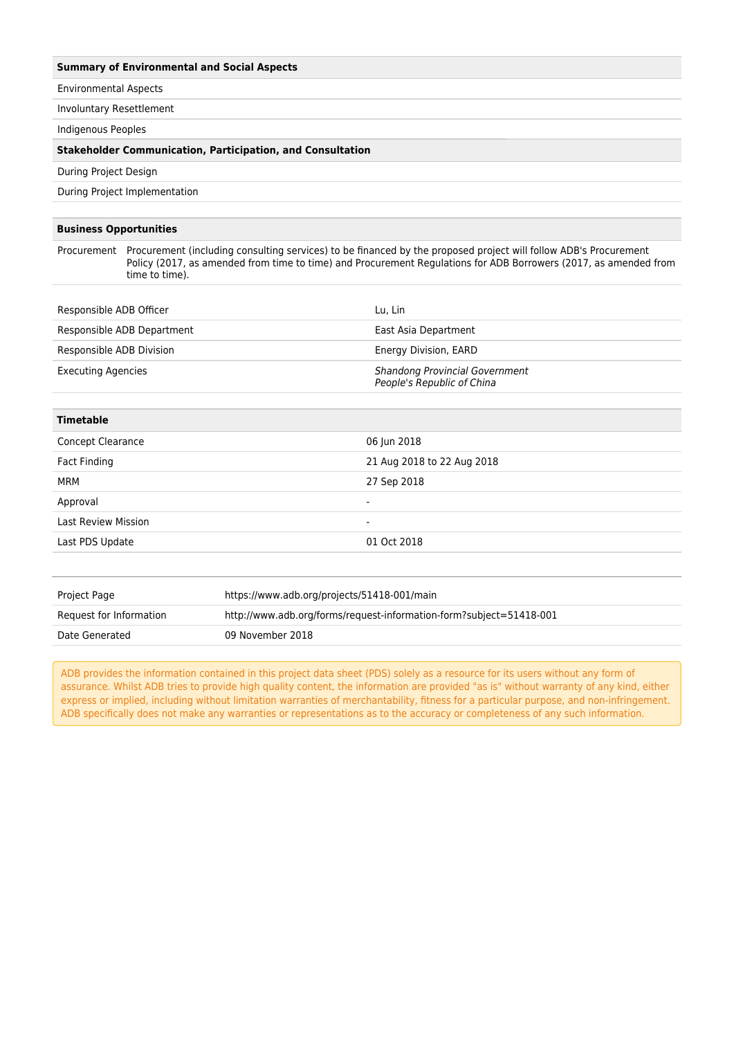| Summary of Environmental and Social Aspects | |
| --- | --- |
| Environmental Aspects | |
| Involuntary Resettlement | |
| Indigenous Peoples | |

| Stakeholder Communication, Participation, and Consultation | |
| --- | --- |
| During Project Design | |
| During Project Implementation | |

| Business Opportunities | |
| --- | --- |
| Procurement | Procurement (including consulting services) to be financed by the proposed project will follow ADB's Procurement Policy (2017, as amended from time to time) and Procurement Regulations for ADB Borrowers (2017, as amended from time to time). |

| | |
| --- | --- |
| Responsible ADB Officer | Lu, Lin |
| Responsible ADB Department | East Asia Department |
| Responsible ADB Division | Energy Division, EARD |
| Executing Agencies | *Shandong Provincial Government*<br>*People's Republic of China* |

| Timetable | |
| --- | --- |
| Concept Clearance | 06 Jun 2018 |
| Fact Finding | 21 Aug 2018 to 22 Aug 2018 |
| MRM | 27 Sep 2018 |
| Approval | - |
| Last Review Mission | - |
| Last PDS Update | 01 Oct 2018 |

| | |
| --- | --- |
| Project Page | https://www.adb.org/projects/51418-001/main |
| Request for Information | http://www.adb.org/forms/request-information-form?subject=51418-001 |
| Date Generated | 09 November 2018 |

ADB provides the information contained in this project data sheet (PDS) solely as a resource for its users without any form of assurance. Whilst ADB tries to provide high quality content, the information are provided "as is" without warranty of any kind, either express or implied, including without limitation warranties of merchantability, fitness for a particular purpose, and non-infringement. ADB specifically does not make any warranties or representations as to the accuracy or completeness of any such information.